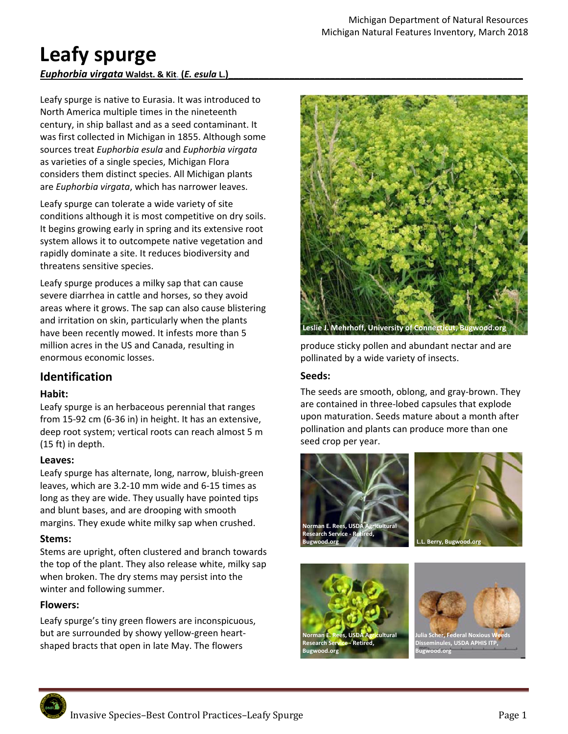# Leafy spurge

***Euphorbia virgata*** **Waldst. & Kit. (*E. esula* L.)**

Leafy spurge is native to Eurasia. It was introduced to North America multiple times in the nineteenth century, in ship ballast and as a seed contaminant. It was first collected in Michigan in 1855. Although some sources treat *Euphorbia esula* and *Euphorbia virgata* as varieties of a single species, Michigan Flora considers them distinct species. All Michigan plants are *Euphorbia virgata*, which has narrower leaves.

Leafy spurge can tolerate a wide variety of site conditions although it is most competitive on dry soils. It begins growing early in spring and its extensive root system allows it to outcompete native vegetation and rapidly dominate a site. It reduces biodiversity and threatens sensitive species.

Leafy spurge produces a milky sap that can cause severe diarrhea in cattle and horses, so they avoid areas where it grows. The sap can also cause blistering and irritation on skin, particularly when the plants have been recently mowed. It infests more than 5 million acres in the US and Canada, resulting in enormous economic losses.

## Identification

### Habit:

Leafy spurge is an herbaceous perennial that ranges from 15-92 cm (6-36 in) in height. It has an extensive, deep root system; vertical roots can reach almost 5 m (15 ft) in depth.

### Leaves:

Leafy spurge has alternate, long, narrow, bluish-green leaves, which are 3.2-10 mm wide and 6-15 times as long as they are wide. They usually have pointed tips and blunt bases, and are drooping with smooth margins. They exude white milky sap when crushed.

### Stems:

Stems are upright, often clustered and branch towards the top of the plant. They also release white, milky sap when broken. The dry stems may persist into the winter and following summer.

### Flowers:

Leafy spurge's tiny green flowers are inconspicuous, but are surrounded by showy yellow-green heart-shaped bracts that open in late May. The flowers produce sticky pollen and abundant nectar and are pollinated by a wide variety of insects.

Leslie J. Mehrhoff, University of Connecticut, Bugwood.org

### Seeds:

The seeds are smooth, oblong, and gray-brown. They are contained in three-lobed capsules that explode upon maturation. Seeds mature about a month after pollination and plants can produce more than one seed crop per year.

Norman E. Rees, USDA Agricultural Research Service - Retired, Bugwood.org

L.L. Berry, Bugwood.org

Norman E. Rees, USDA Agricultural Research Service - Retired, Bugwood.org

Julia Scher, Federal Noxious Weeds Disseminules, USDA APHIS ITP, Bugwood.org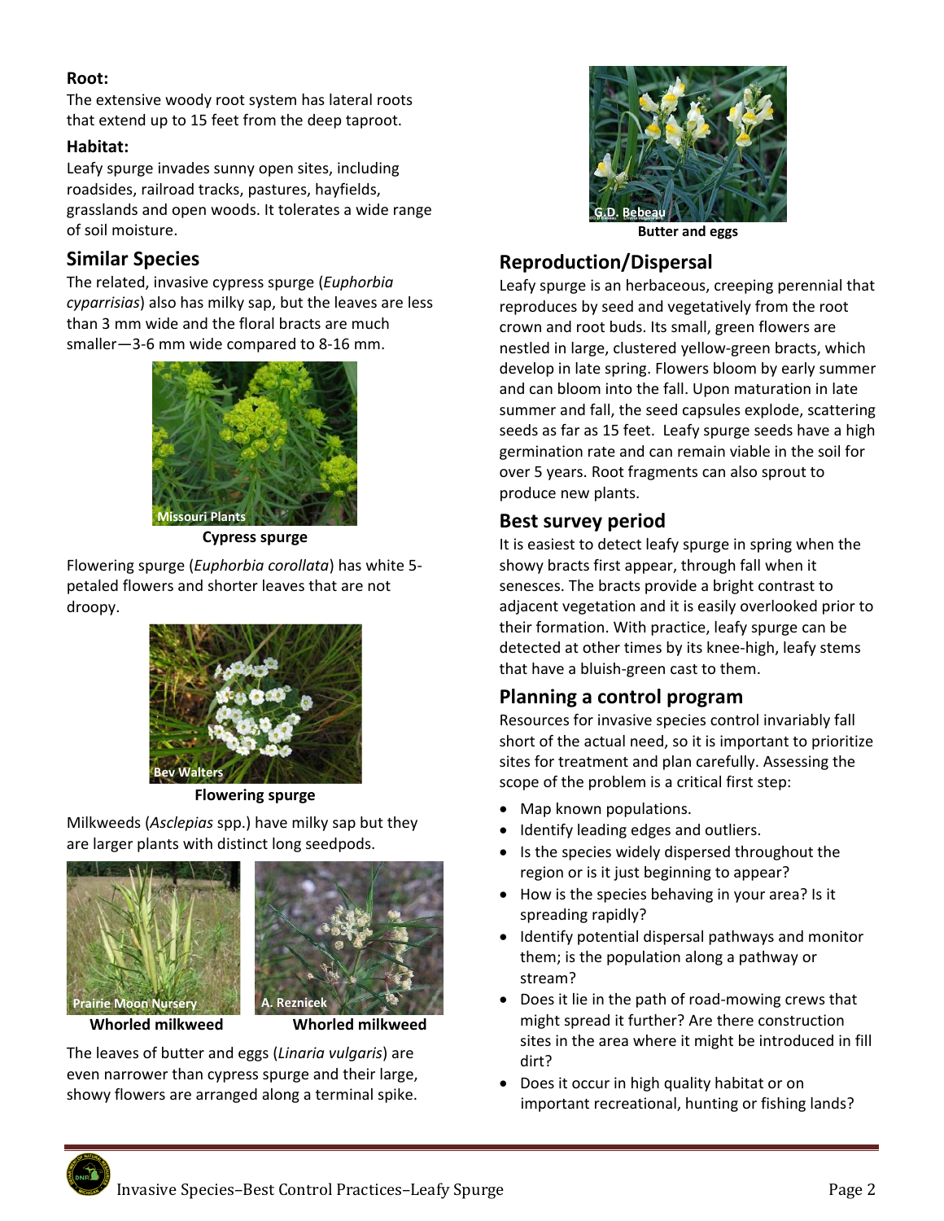**Root:**

The extensive woody root system has lateral roots that extend up to 15 feet from the deep taproot.

**Habitat:**

Leafy spurge invades sunny open sites, including roadsides, railroad tracks, pastures, hayfields, grasslands and open woods. It tolerates a wide range of soil moisture.

## Similar Species

The related, invasive cypress spurge (*Euphorbia cyparrisias*) also has milky sap, but the leaves are less than 3 mm wide and the floral bracts are much smaller—3-6 mm wide compared to 8-16 mm.

Missouri Plants

**Cypress spurge**

Flowering spurge (*Euphorbia corollata*) has white 5-petaled flowers and shorter leaves that are not droopy.

Bev Walters

**Flowering spurge**

Milkweeds (*Asclepias* spp.) have milky sap but they are larger plants with distinct long seedpods.

Prairie Moon Nursery

**Whorled milkweed**

A. Reznicek

**Whorled milkweed**

The leaves of butter and eggs (*Linaria vulgaris*) are even narrower than cypress spurge and their large, showy flowers are arranged along a terminal spike.

G.D. Bebeau

**Butter and eggs**

## Reproduction/Dispersal

Leafy spurge is an herbaceous, creeping perennial that reproduces by seed and vegetatively from the root crown and root buds. Its small, green flowers are nestled in large, clustered yellow-green bracts, which develop in late spring. Flowers bloom by early summer and can bloom into the fall. Upon maturation in late summer and fall, the seed capsules explode, scattering seeds as far as 15 feet. Leafy spurge seeds have a high germination rate and can remain viable in the soil for over 5 years. Root fragments can also sprout to produce new plants.

## Best survey period

It is easiest to detect leafy spurge in spring when the showy bracts first appear, through fall when it senesces. The bracts provide a bright contrast to adjacent vegetation and it is easily overlooked prior to their formation. With practice, leafy spurge can be detected at other times by its knee-high, leafy stems that have a bluish-green cast to them.

## Planning a control program

Resources for invasive species control invariably fall short of the actual need, so it is important to prioritize sites for treatment and plan carefully. Assessing the scope of the problem is a critical first step:

- Map known populations.
- Identify leading edges and outliers.
- Is the species widely dispersed throughout the region or is it just beginning to appear?
- How is the species behaving in your area? Is it spreading rapidly?
- Identify potential dispersal pathways and monitor them; is the population along a pathway or stream?
- Does it lie in the path of road-mowing crews that might spread it further? Are there construction sites in the area where it might be introduced in fill dirt?
- Does it occur in high quality habitat or on important recreational, hunting or fishing lands?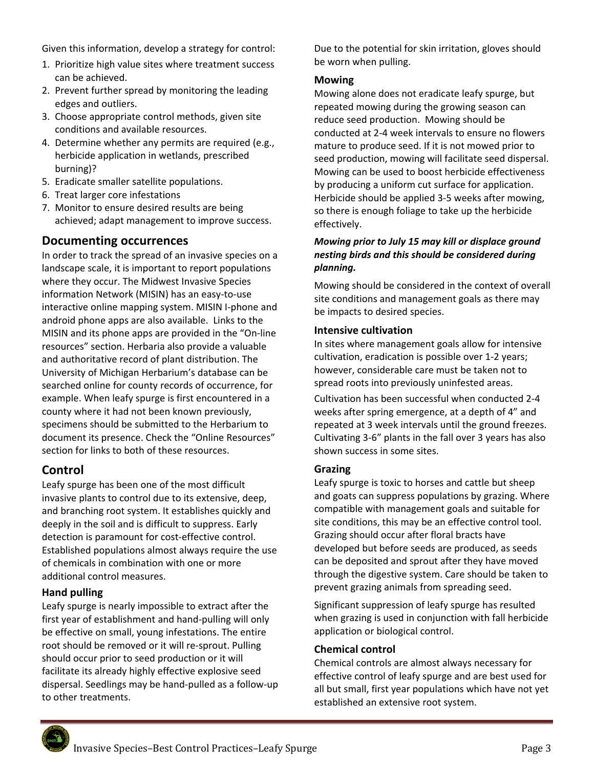Given this information, develop a strategy for control:

1. Prioritize high value sites where treatment success can be achieved.
2. Prevent further spread by monitoring the leading edges and outliers.
3. Choose appropriate control methods, given site conditions and available resources.
4. Determine whether any permits are required (e.g., herbicide application in wetlands, prescribed burning)?
5. Eradicate smaller satellite populations.
6. Treat larger core infestations
7. Monitor to ensure desired results are being achieved; adapt management to improve success.

## Documenting occurrences

In order to track the spread of an invasive species on a landscape scale, it is important to report populations where they occur. The Midwest Invasive Species information Network (MISIN) has an easy-to-use interactive online mapping system. MISIN I-phone and android phone apps are also available. Links to the MISIN and its phone apps are provided in the "On-line resources" section. Herbaria also provide a valuable and authoritative record of plant distribution. The University of Michigan Herbarium's database can be searched online for county records of occurrence, for example. When leafy spurge is first encountered in a county where it had not been known previously, specimens should be submitted to the Herbarium to document its presence. Check the "Online Resources" section for links to both of these resources.

## Control

Leafy spurge has been one of the most difficult invasive plants to control due to its extensive, deep, and branching root system. It establishes quickly and deeply in the soil and is difficult to suppress. Early detection is paramount for cost-effective control. Established populations almost always require the use of chemicals in combination with one or more additional control measures.

### Hand pulling

Leafy spurge is nearly impossible to extract after the first year of establishment and hand-pulling will only be effective on small, young infestations. The entire root should be removed or it will re-sprout. Pulling should occur prior to seed production or it will facilitate its already highly effective explosive seed dispersal. Seedlings may be hand-pulled as a follow-up to other treatments.

Due to the potential for skin irritation, gloves should be worn when pulling.

### Mowing

Mowing alone does not eradicate leafy spurge, but repeated mowing during the growing season can reduce seed production. Mowing should be conducted at 2-4 week intervals to ensure no flowers mature to produce seed. If it is not mowed prior to seed production, mowing will facilitate seed dispersal. Mowing can be used to boost herbicide effectiveness by producing a uniform cut surface for application. Herbicide should be applied 3-5 weeks after mowing, so there is enough foliage to take up the herbicide effectively.

***Mowing prior to July 15 may kill or displace ground nesting birds and this should be considered during planning.***

Mowing should be considered in the context of overall site conditions and management goals as there may be impacts to desired species.

### Intensive cultivation

In sites where management goals allow for intensive cultivation, eradication is possible over 1-2 years; however, considerable care must be taken not to spread roots into previously uninfested areas.

Cultivation has been successful when conducted 2-4 weeks after spring emergence, at a depth of 4" and repeated at 3 week intervals until the ground freezes. Cultivating 3-6" plants in the fall over 3 years has also shown success in some sites.

### Grazing

Leafy spurge is toxic to horses and cattle but sheep and goats can suppress populations by grazing. Where compatible with management goals and suitable for site conditions, this may be an effective control tool. Grazing should occur after floral bracts have developed but before seeds are produced, as seeds can be deposited and sprout after they have moved through the digestive system. Care should be taken to prevent grazing animals from spreading seed.

Significant suppression of leafy spurge has resulted when grazing is used in conjunction with fall herbicide application or biological control.

### Chemical control

Chemical controls are almost always necessary for effective control of leafy spurge and are best used for all but small, first year populations which have not yet established an extensive root system.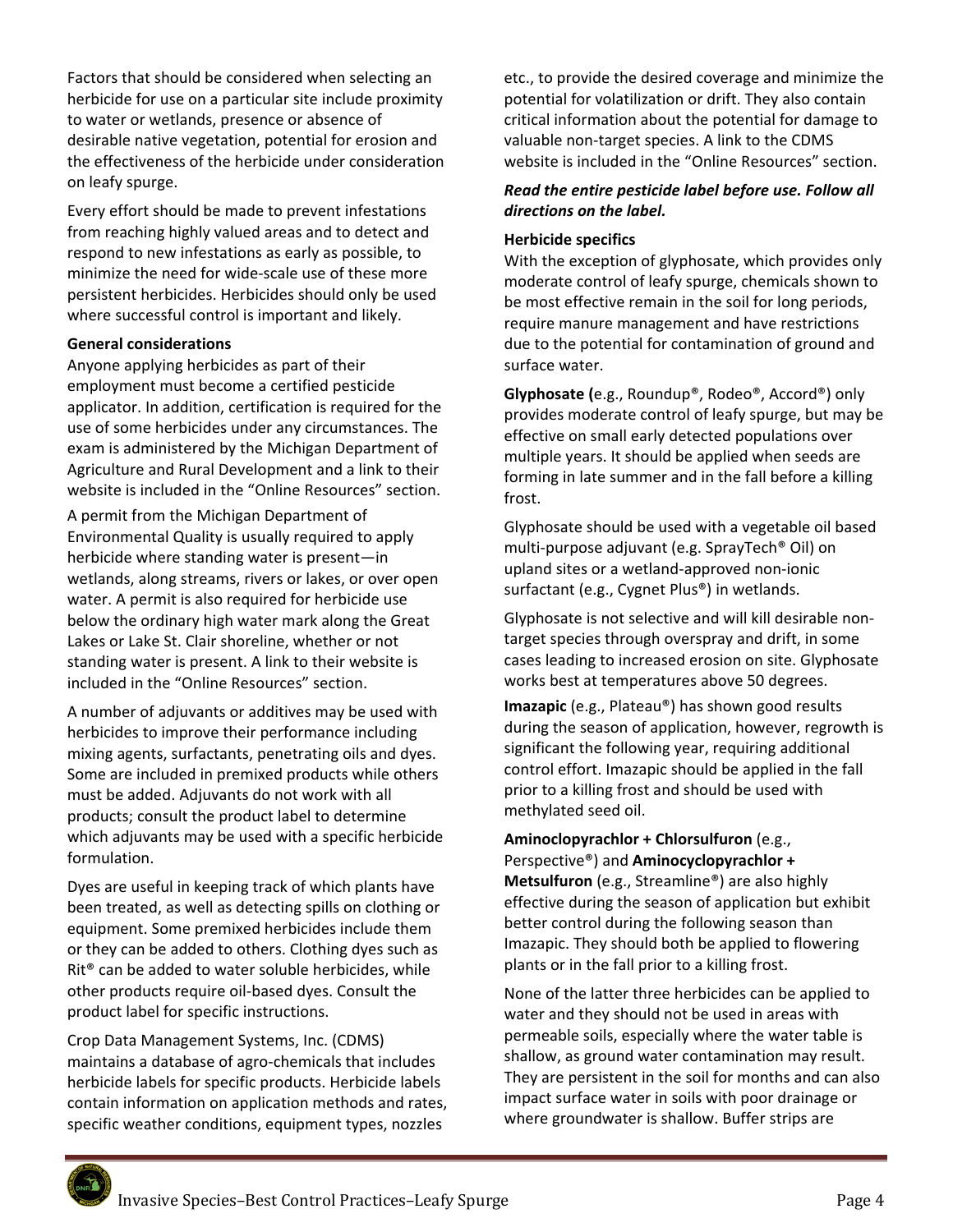Factors that should be considered when selecting an herbicide for use on a particular site include proximity to water or wetlands, presence or absence of desirable native vegetation, potential for erosion and the effectiveness of the herbicide under consideration on leafy spurge.

Every effort should be made to prevent infestations from reaching highly valued areas and to detect and respond to new infestations as early as possible, to minimize the need for wide-scale use of these more persistent herbicides. Herbicides should only be used where successful control is important and likely.

**General considerations**

Anyone applying herbicides as part of their employment must become a certified pesticide applicator. In addition, certification is required for the use of some herbicides under any circumstances. The exam is administered by the Michigan Department of Agriculture and Rural Development and a link to their website is included in the "Online Resources" section.

A permit from the Michigan Department of Environmental Quality is usually required to apply herbicide where standing water is present—in wetlands, along streams, rivers or lakes, or over open water. A permit is also required for herbicide use below the ordinary high water mark along the Great Lakes or Lake St. Clair shoreline, whether or not standing water is present. A link to their website is included in the "Online Resources" section.

A number of adjuvants or additives may be used with herbicides to improve their performance including mixing agents, surfactants, penetrating oils and dyes. Some are included in premixed products while others must be added. Adjuvants do not work with all products; consult the product label to determine which adjuvants may be used with a specific herbicide formulation.

Dyes are useful in keeping track of which plants have been treated, as well as detecting spills on clothing or equipment. Some premixed herbicides include them or they can be added to others. Clothing dyes such as Rit® can be added to water soluble herbicides, while other products require oil-based dyes. Consult the product label for specific instructions.

Crop Data Management Systems, Inc. (CDMS) maintains a database of agro-chemicals that includes herbicide labels for specific products. Herbicide labels contain information on application methods and rates, specific weather conditions, equipment types, nozzles etc., to provide the desired coverage and minimize the potential for volatilization or drift. They also contain critical information about the potential for damage to valuable non-target species. A link to the CDMS website is included in the "Online Resources" section.

***Read the entire pesticide label before use. Follow all directions on the label.***

**Herbicide specifics**

With the exception of glyphosate, which provides only moderate control of leafy spurge, chemicals shown to be most effective remain in the soil for long periods, require manure management and have restrictions due to the potential for contamination of ground and surface water.

**Glyphosate (**e.g., Roundup®, Rodeo®, Accord®) only provides moderate control of leafy spurge, but may be effective on small early detected populations over multiple years. It should be applied when seeds are forming in late summer and in the fall before a killing frost.

Glyphosate should be used with a vegetable oil based multi-purpose adjuvant (e.g. SprayTech® Oil) on upland sites or a wetland-approved non-ionic surfactant (e.g., Cygnet Plus®) in wetlands.

Glyphosate is not selective and will kill desirable non-target species through overspray and drift, in some cases leading to increased erosion on site. Glyphosate works best at temperatures above 50 degrees.

**Imazapic** (e.g., Plateau®) has shown good results during the season of application, however, regrowth is significant the following year, requiring additional control effort. Imazapic should be applied in the fall prior to a killing frost and should be used with methylated seed oil.

**Aminoclopyrachlor + Chlorsulfuron** (e.g., Perspective®) and **Aminocyclopyrachlor + Metsulfuron** (e.g., Streamline®) are also highly effective during the season of application but exhibit better control during the following season than Imazapic. They should both be applied to flowering plants or in the fall prior to a killing frost.

None of the latter three herbicides can be applied to water and they should not be used in areas with permeable soils, especially where the water table is shallow, as ground water contamination may result. They are persistent in the soil for months and can also impact surface water in soils with poor drainage or where groundwater is shallow. Buffer strips are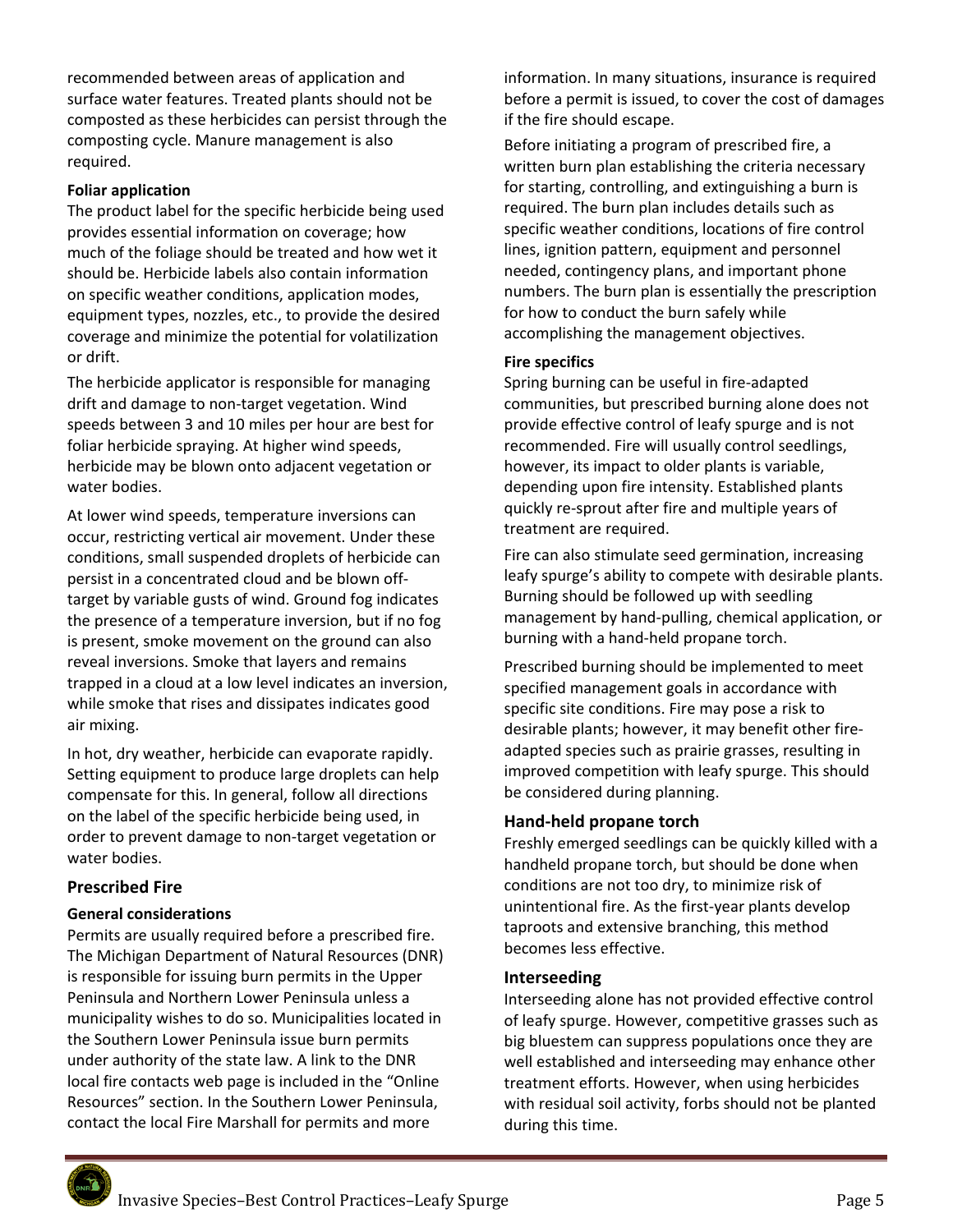recommended between areas of application and surface water features. Treated plants should not be composted as these herbicides can persist through the composting cycle. Manure management is also required.

#### Foliar application

The product label for the specific herbicide being used provides essential information on coverage; how much of the foliage should be treated and how wet it should be. Herbicide labels also contain information on specific weather conditions, application modes, equipment types, nozzles, etc., to provide the desired coverage and minimize the potential for volatilization or drift.

The herbicide applicator is responsible for managing drift and damage to non-target vegetation. Wind speeds between 3 and 10 miles per hour are best for foliar herbicide spraying. At higher wind speeds, herbicide may be blown onto adjacent vegetation or water bodies.

At lower wind speeds, temperature inversions can occur, restricting vertical air movement. Under these conditions, small suspended droplets of herbicide can persist in a concentrated cloud and be blown off-target by variable gusts of wind. Ground fog indicates the presence of a temperature inversion, but if no fog is present, smoke movement on the ground can also reveal inversions. Smoke that layers and remains trapped in a cloud at a low level indicates an inversion, while smoke that rises and dissipates indicates good air mixing.

In hot, dry weather, herbicide can evaporate rapidly. Setting equipment to produce large droplets can help compensate for this. In general, follow all directions on the label of the specific herbicide being used, in order to prevent damage to non-target vegetation or water bodies.

### Prescribed Fire

#### General considerations

Permits are usually required before a prescribed fire. The Michigan Department of Natural Resources (DNR) is responsible for issuing burn permits in the Upper Peninsula and Northern Lower Peninsula unless a municipality wishes to do so. Municipalities located in the Southern Lower Peninsula issue burn permits under authority of the state law. A link to the DNR local fire contacts web page is included in the "Online Resources" section. In the Southern Lower Peninsula, contact the local Fire Marshall for permits and more information. In many situations, insurance is required before a permit is issued, to cover the cost of damages if the fire should escape.

Before initiating a program of prescribed fire, a written burn plan establishing the criteria necessary for starting, controlling, and extinguishing a burn is required. The burn plan includes details such as specific weather conditions, locations of fire control lines, ignition pattern, equipment and personnel needed, contingency plans, and important phone numbers. The burn plan is essentially the prescription for how to conduct the burn safely while accomplishing the management objectives.

#### Fire specifics

Spring burning can be useful in fire-adapted communities, but prescribed burning alone does not provide effective control of leafy spurge and is not recommended. Fire will usually control seedlings, however, its impact to older plants is variable, depending upon fire intensity. Established plants quickly re-sprout after fire and multiple years of treatment are required.

Fire can also stimulate seed germination, increasing leafy spurge's ability to compete with desirable plants. Burning should be followed up with seedling management by hand-pulling, chemical application, or burning with a hand-held propane torch.

Prescribed burning should be implemented to meet specified management goals in accordance with specific site conditions. Fire may pose a risk to desirable plants; however, it may benefit other fire-adapted species such as prairie grasses, resulting in improved competition with leafy spurge. This should be considered during planning.

### Hand-held propane torch

Freshly emerged seedlings can be quickly killed with a handheld propane torch, but should be done when conditions are not too dry, to minimize risk of unintentional fire. As the first-year plants develop taproots and extensive branching, this method becomes less effective.

### Interseeding

Interseeding alone has not provided effective control of leafy spurge. However, competitive grasses such as big bluestem can suppress populations once they are well established and interseeding may enhance other treatment efforts. However, when using herbicides with residual soil activity, forbs should not be planted during this time.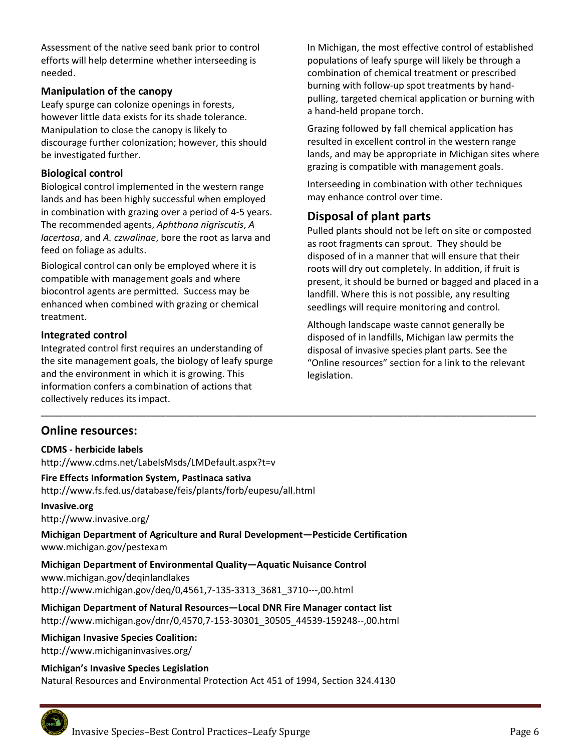Assessment of the native seed bank prior to control efforts will help determine whether interseeding is needed.

### Manipulation of the canopy

Leafy spurge can colonize openings in forests, however little data exists for its shade tolerance. Manipulation to close the canopy is likely to discourage further colonization; however, this should be investigated further.

### Biological control

Biological control implemented in the western range lands and has been highly successful when employed in combination with grazing over a period of 4-5 years. The recommended agents, *Aphthona nigriscutis*, *A lacertosa*, and *A. czwalinae*, bore the root as larva and feed on foliage as adults.

Biological control can only be employed where it is compatible with management goals and where biocontrol agents are permitted. Success may be enhanced when combined with grazing or chemical treatment.

### Integrated control

Integrated control first requires an understanding of the site management goals, the biology of leafy spurge and the environment in which it is growing. This information confers a combination of actions that collectively reduces its impact.

In Michigan, the most effective control of established populations of leafy spurge will likely be through a combination of chemical treatment or prescribed burning with follow-up spot treatments by hand-pulling, targeted chemical application or burning with a hand-held propane torch.

Grazing followed by fall chemical application has resulted in excellent control in the western range lands, and may be appropriate in Michigan sites where grazing is compatible with management goals.

Interseeding in combination with other techniques may enhance control over time.

## Disposal of plant parts

Pulled plants should not be left on site or composted as root fragments can sprout. They should be disposed of in a manner that will ensure that their roots will dry out completely. In addition, if fruit is present, it should be burned or bagged and placed in a landfill. Where this is not possible, any resulting seedlings will require monitoring and control.

Although landscape waste cannot generally be disposed of in landfills, Michigan law permits the disposal of invasive species plant parts. See the "Online resources" section for a link to the relevant legislation.

---

## Online resources:

**CDMS - herbicide labels**
http://www.cdms.net/LabelsMsds/LMDefault.aspx?t=v

**Fire Effects Information System, Pastinaca sativa**
http://www.fs.fed.us/database/feis/plants/forb/eupesu/all.html

**Invasive.org**
http://www.invasive.org/

**Michigan Department of Agriculture and Rural Development—Pesticide Certification**
www.michigan.gov/pestexam

**Michigan Department of Environmental Quality—Aquatic Nuisance Control**
www.michigan.gov/deqinlandlakes
http://michigan.gov/deq/0,4561,7-135-3313_3681_3710---,00.html

**Michigan Department of Natural Resources—Local DNR Fire Manager contact list**
http://www.michigan.gov/dnr/0,4570,7-153-30301_30505_44539-159248--,00.html

**Michigan Invasive Species Coalition:**
http://www.michiganinvasives.org/

**Michigan's Invasive Species Legislation**
Natural Resources and Environmental Protection Act 451 of 1994, Section 324.4130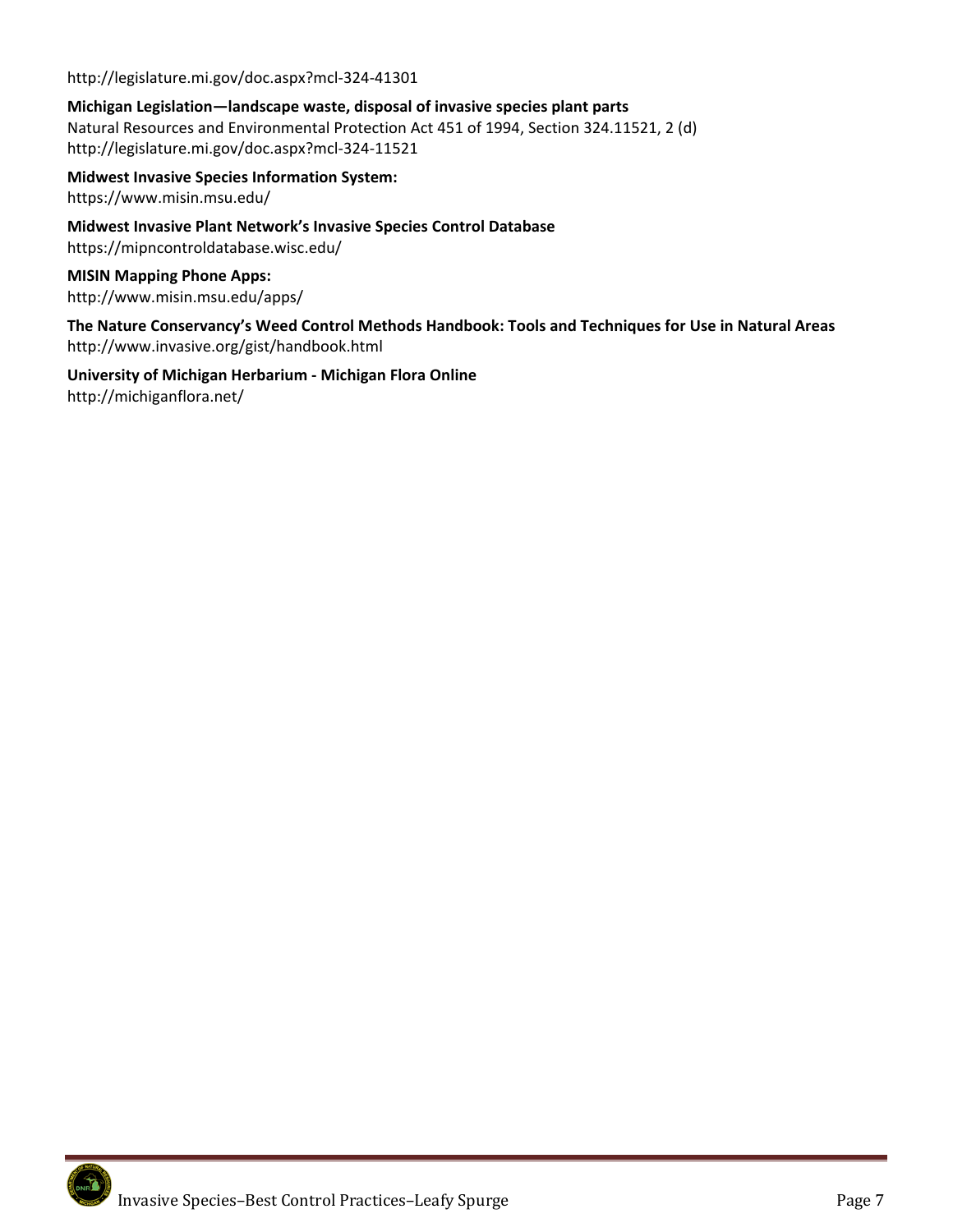http://legislature.mi.gov/doc.aspx?mcl-324-41301

**Michigan Legislation—landscape waste, disposal of invasive species plant parts**
Natural Resources and Environmental Protection Act 451 of 1994, Section 324.11521, 2 (d)
http://legislature.mi.gov/doc.aspx?mcl-324-11521

**Midwest Invasive Species Information System:**
https://www.misin.msu.edu/

**Midwest Invasive Plant Network's Invasive Species Control Database**
https://mipncontroldatabase.wisc.edu/

**MISIN Mapping Phone Apps:**
http://www.misin.msu.edu/apps/

**The Nature Conservancy's Weed Control Methods Handbook: Tools and Techniques for Use in Natural Areas**
http://www.invasive.org/gist/handbook.html

**University of Michigan Herbarium - Michigan Flora Online**
http://michiganflora.net/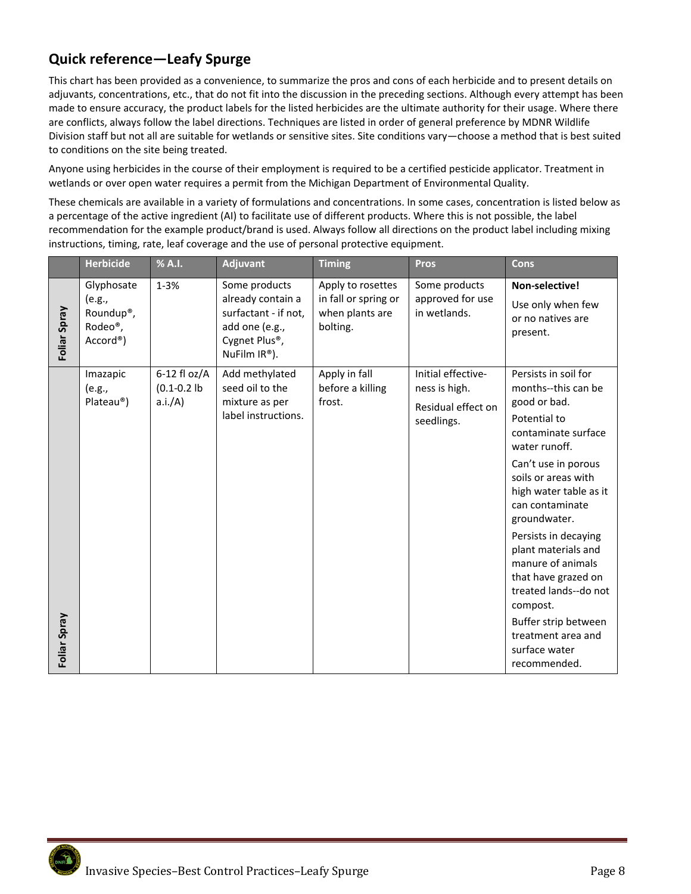## Quick reference—Leafy Spurge

This chart has been provided as a convenience, to summarize the pros and cons of each herbicide and to present details on adjuvants, concentrations, etc., that do not fit into the discussion in the preceding sections. Although every attempt has been made to ensure accuracy, the product labels for the listed herbicides are the ultimate authority for their usage. Where there are conflicts, always follow the label directions. Techniques are listed in order of general preference by MDNR Wildlife Division staff but not all are suitable for wetlands or sensitive sites. Site conditions vary—choose a method that is best suited to conditions on the site being treated.

Anyone using herbicides in the course of their employment is required to be a certified pesticide applicator. Treatment in wetlands or over open water requires a permit from the Michigan Department of Environmental Quality.

These chemicals are available in a variety of formulations and concentrations. In some cases, concentration is listed below as a percentage of the active ingredient (AI) to facilitate use of different products. Where this is not possible, the label recommendation for the example product/brand is used. Always follow all directions on the product label including mixing instructions, timing, rate, leaf coverage and the use of personal protective equipment.

| | Herbicide | % A.I. | Adjuvant | Timing | Pros | Cons |
|---|---|---|---|---|---|---|
| Foliar Spray | Glyphosate (e.g., Roundup®, Rodeo®, Accord®) | 1-3% | Some products already contain a surfactant - if not, add one (e.g., Cygnet Plus®, NuFilm IR®). | Apply to rosettes in fall or spring or when plants are bolting. | Some products approved for use in wetlands. | **Non-selective!** Use only when few or no natives are present. |
| Foliar Spray | Imazapic (e.g., Plateau®) | 6-12 fl oz/A (0.1-0.2 lb a.i./A) | Add methylated seed oil to the mixture as per label instructions. | Apply in fall before a killing frost. | Initial effective-ness is high. Residual effect on seedlings. | Persists in soil for months--this can be good or bad. Potential to contaminate surface water runoff. Can't use in porous soils or areas with high water table as it can contaminate groundwater. Persists in decaying plant materials and manure of animals that have grazed on treated lands--do not compost. Buffer strip between treatment area and surface water recommended. |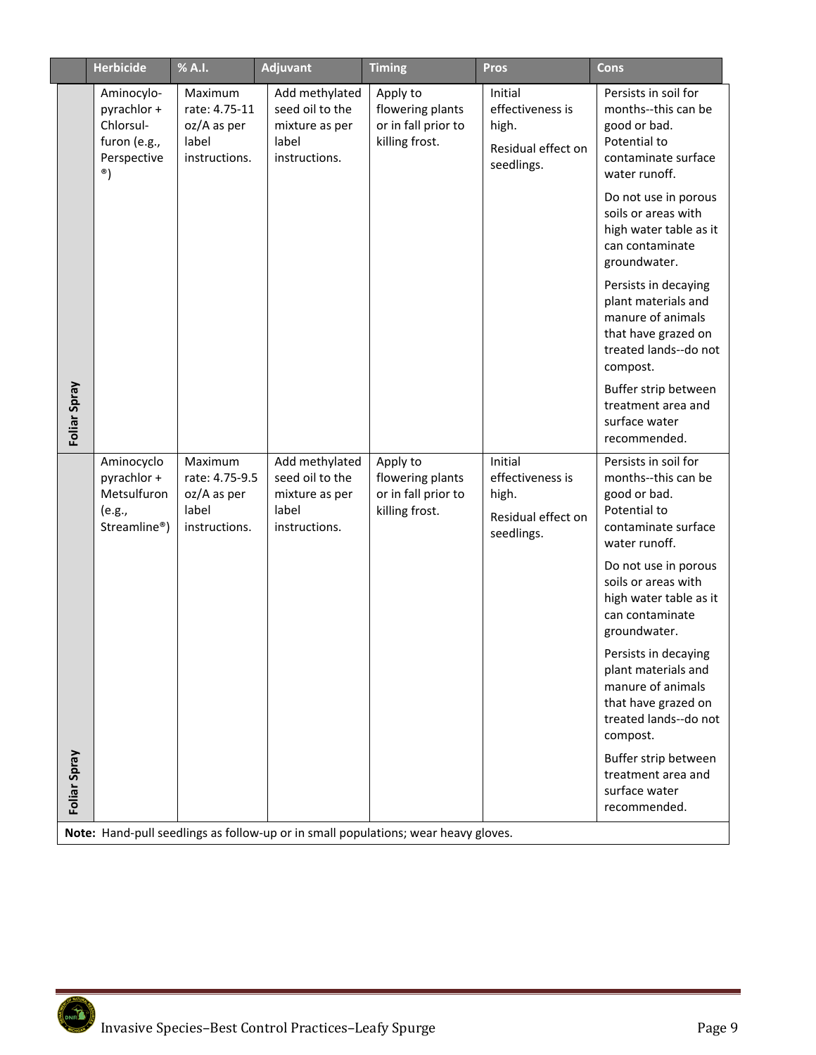| | Herbicide | % A.I. | Adjuvant | Timing | Pros | Cons |
|---|---|---|---|---|---|---|
| Foliar Spray | Aminocyclo-pyrachlor + Chlorsul-furon (e.g., Perspective®) | Maximum rate: 4.75-11 oz/A as per label instructions. | Add methylated seed oil to the mixture as per label instructions. | Apply to flowering plants or in fall prior to killing frost. | Initial effectiveness is high.<br><br>Residual effect on seedlings. | Persists in soil for months--this can be good or bad. Potential to contaminate surface water runoff.<br><br>Do not use in porous soils or areas with high water table as it can contaminate groundwater.<br><br>Persists in decaying plant materials and manure of animals that have grazed on treated lands--do not compost.<br><br>Buffer strip between treatment area and surface water recommended. |
| Foliar Spray | Aminocyclo pyrachlor + Metsulfuron (e.g., Streamline®) | Maximum rate: 4.75-9.5 oz/A as per label instructions. | Add methylated seed oil to the mixture as per label instructions. | Apply to flowering plants or in fall prior to killing frost. | Initial effectiveness is high.<br><br>Residual effect on seedlings. | Persists in soil for months--this can be good or bad. Potential to contaminate surface water runoff.<br><br>Do not use in porous soils or areas with high water table as it can contaminate groundwater.<br><br>Persists in decaying plant materials and manure of animals that have grazed on treated lands--do not compost.<br><br>Buffer strip between treatment area and surface water recommended. |

**Note:** Hand-pull seedlings as follow-up or in small populations; wear heavy gloves.